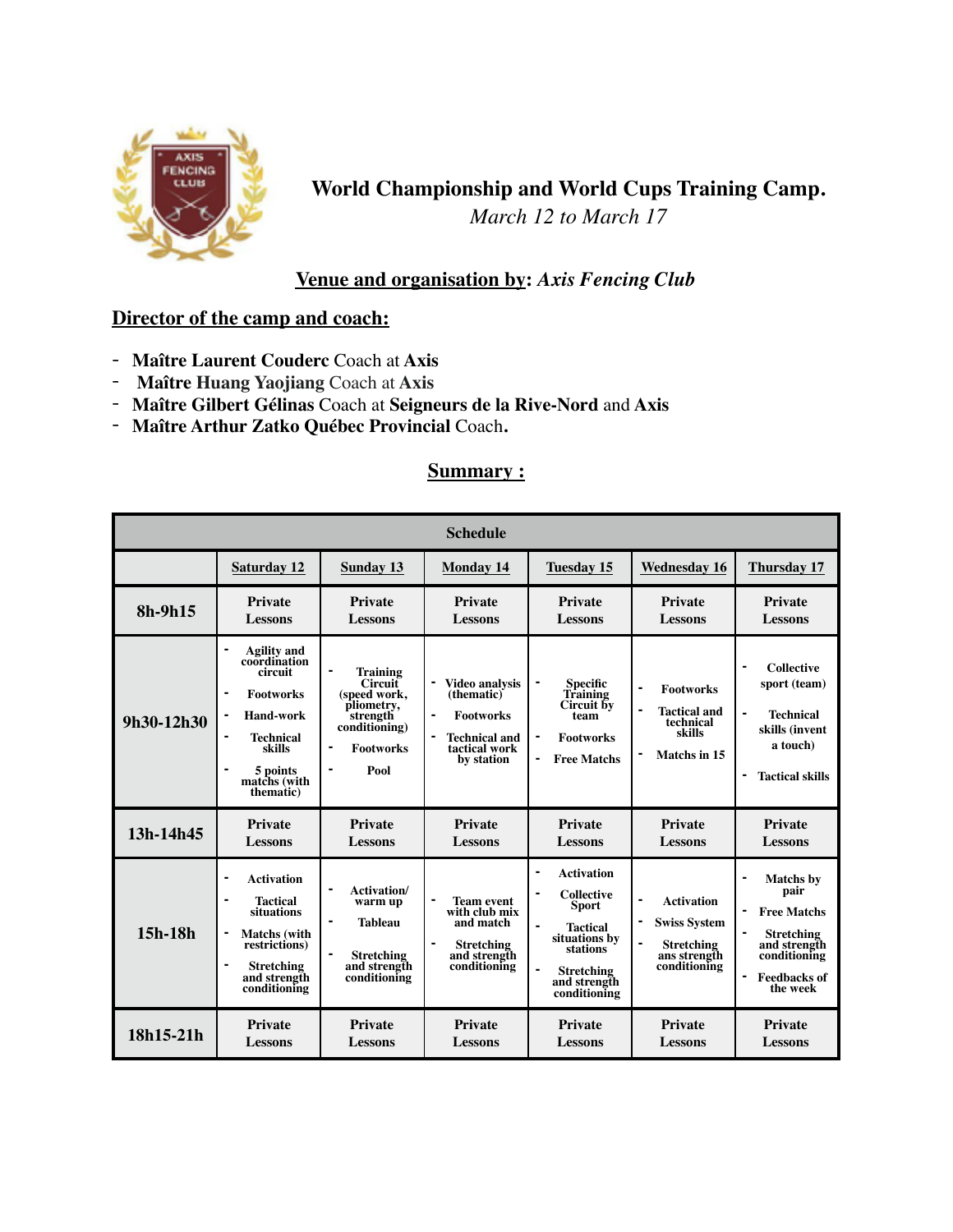# World Championship and World Cups Training Camp.

*March 12 to March 17*

**Venue and organisation by**: ***Axis Fencing Club***

## Director of the camp and coach:

- **Maître Laurent Couderc** Coach at **Axis**
- **Maître Huang Yaojiang** Coach at **Axis**
- **Maître Gilbert Gélinas** Coach at **Seigneurs de la Rive-Nord** and **Axis**
- **Maître Arthur Zatko Québec Provincial** Coach**.**

## Summary :

| Schedule | | | | | | |
|---|---|---|---|---|---|---|
| | **Saturday 12** | **Sunday 13** | **Monday 14** | **Tuesday 15** | **Wednesday 16** | **Thursday 17** |
| **8h-9h15** | Private Lessons | Private Lessons | Private Lessons | Private Lessons | Private Lessons | Private Lessons |
| **9h30-12h30** | - Agility and coordination circuit<br>- Footworks<br>- Hand-work<br>- Technical skills<br>- 5 points matchs (with thematic) | - Training Circuit (speed work, pliometry, strength conditioning)<br>- Footworks<br>- Pool | - Video analysis (thematic)<br>- Footworks<br>- Technical and tactical work by station | - Specific Training Circuit by team<br>- Footworks<br>- Free Matchs | - Footworks<br>- Tactical and technical skills<br>- Matchs in 15 | - Collective sport (team)<br>- Technical skills (invent a touch)<br>- Tactical skills |
| **13h-14h45** | Private Lessons | Private Lessons | Private Lessons | Private Lessons | Private Lessons | Private Lessons |
| **15h-18h** | - Activation<br>- Tactical situations<br>- Matchs (with restrictions)<br>- Stretching and strength conditioning | - Activation/ warm up<br>- Tableau<br>- Stretching and strength conditioning | - Team event with club mix and match<br>- Stretching and strength conditioning | - Activation<br>- Collective Sport<br>- Tactical situations by stations<br>- Stretching and strength conditioning | - Activation<br>- Swiss System<br>- Stretching ans strength conditioning | - Matchs by pair<br>- Free Matchs<br>- Stretching and strength conditioning<br>- Feedbacks of the week |
| **18h15-21h** | Private Lessons | Private Lessons | Private Lessons | Private Lessons | Private Lessons | Private Lessons |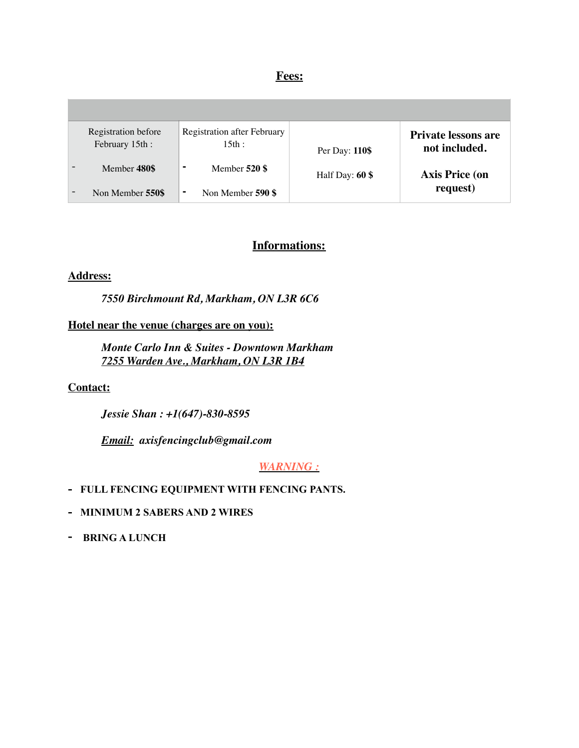## Fees:

| | | | |
|---|---|---|---|
| Registration before February 15th :<br>- Member **480$**<br>- Non Member **550$** | Registration after February 15th :<br>- Member **520 $**<br>- Non Member **590 $** | Per Day: **110$**<br>Half Day: **60 $** | **Private lessons are not included.**<br>**Axis Price (on request)** |

## Informations:

**Address:**

***7550 Birchmount Rd, Markham, ON L3R 6C6***

**Hotel near the venue (charges are on you):**

***Monte Carlo Inn & Suites - Downtown Markham***
***7255 Warden Ave., Markham, ON L3R 1B4***

**Contact:**

***Jessie Shan : +1(647)-830-8595***

***Email:* *axisfencingclub@gmail.com***

*WARNING :*

- **FULL FENCING EQUIPMENT WITH FENCING PANTS.**
- **MINIMUM 2 SABERS AND 2 WIRES**
- **BRING A LUNCH**